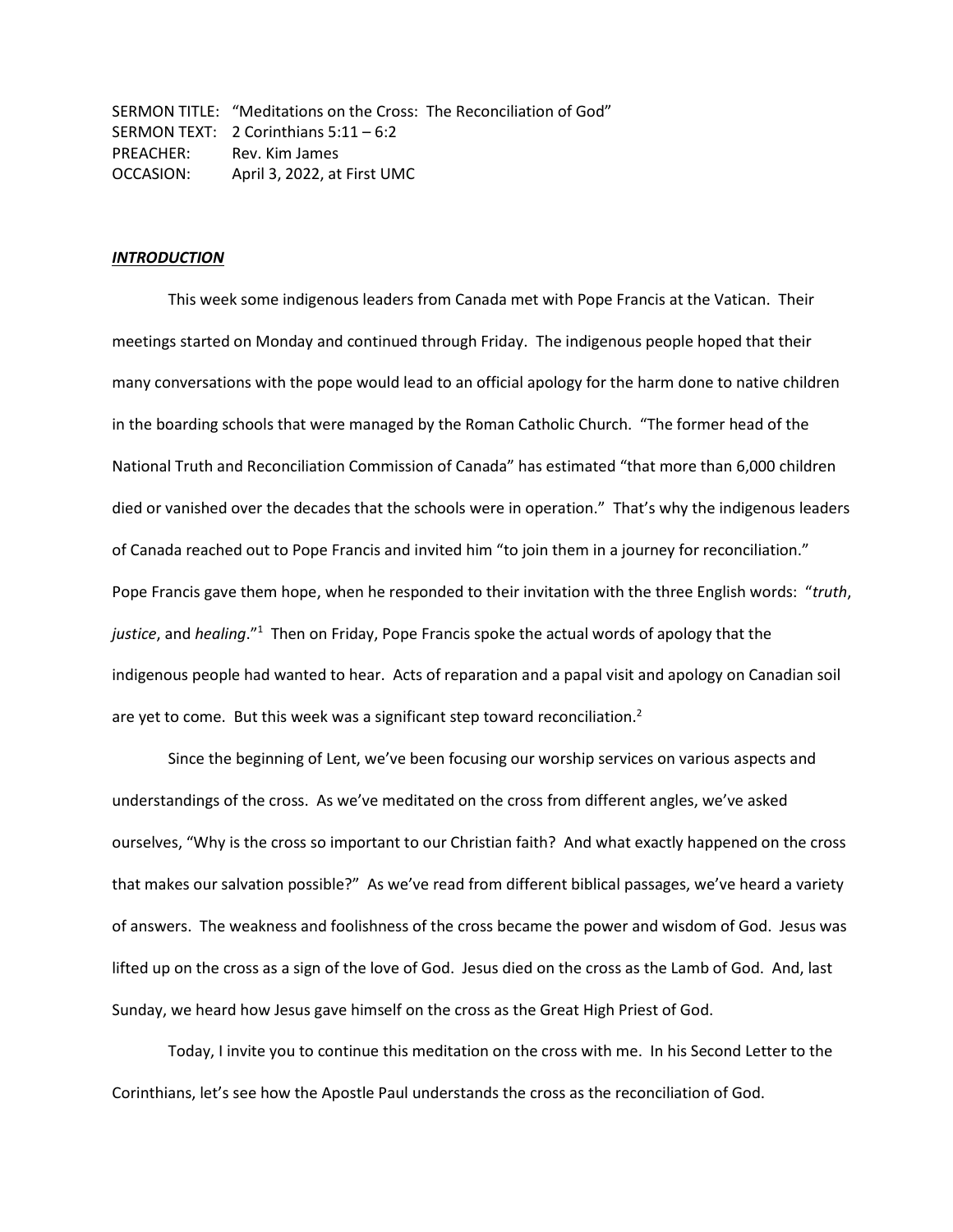SERMON TITLE: "Meditations on the Cross: The Reconciliation of God"
SERMON TEXT: 2 Corinthians 5:11 – 6:2
PREACHER: Rev. Kim James
OCCASION: April 3, 2022, at First UMC

***INTRODUCTION***

This week some indigenous leaders from Canada met with Pope Francis at the Vatican. Their meetings started on Monday and continued through Friday. The indigenous people hoped that their many conversations with the pope would lead to an official apology for the harm done to native children in the boarding schools that were managed by the Roman Catholic Church. "The former head of the National Truth and Reconciliation Commission of Canada" has estimated "that more than 6,000 children died or vanished over the decades that the schools were in operation." That's why the indigenous leaders of Canada reached out to Pope Francis and invited him "to join them in a journey for reconciliation." Pope Francis gave them hope, when he responded to their invitation with the three English words: "*truth*, *justice*, and *healing*."[1] Then on Friday, Pope Francis spoke the actual words of apology that the indigenous people had wanted to hear. Acts of reparation and a papal visit and apology on Canadian soil are yet to come. But this week was a significant step toward reconciliation.[2]

Since the beginning of Lent, we've been focusing our worship services on various aspects and understandings of the cross. As we've meditated on the cross from different angles, we've asked ourselves, "Why is the cross so important to our Christian faith? And what exactly happened on the cross that makes our salvation possible?" As we've read from different biblical passages, we've heard a variety of answers. The weakness and foolishness of the cross became the power and wisdom of God. Jesus was lifted up on the cross as a sign of the love of God. Jesus died on the cross as the Lamb of God. And, last Sunday, we heard how Jesus gave himself on the cross as the Great High Priest of God.

Today, I invite you to continue this meditation on the cross with me. In his Second Letter to the Corinthians, let's see how the Apostle Paul understands the cross as the reconciliation of God.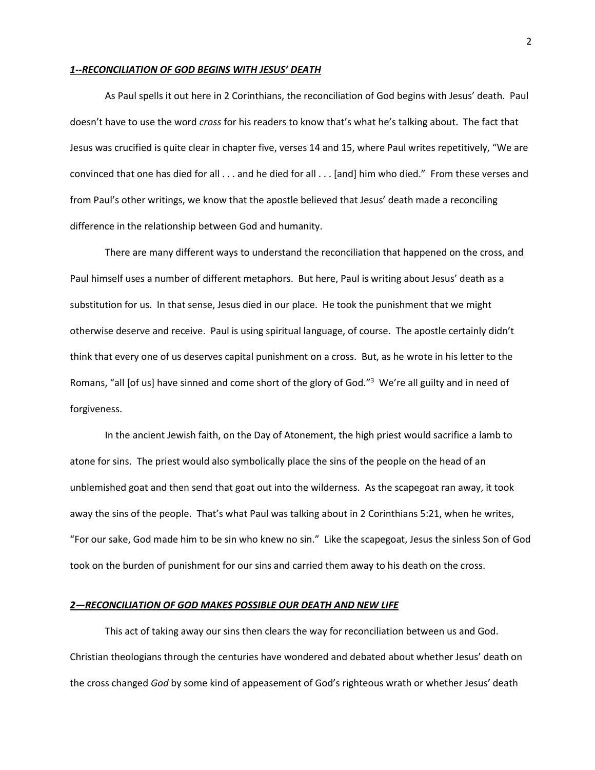### ***1--RECONCILIATION OF GOD BEGINS WITH JESUS' DEATH***

As Paul spells it out here in 2 Corinthians, the reconciliation of God begins with Jesus' death. Paul doesn't have to use the word *cross* for his readers to know that's what he's talking about. The fact that Jesus was crucified is quite clear in chapter five, verses 14 and 15, where Paul writes repetitively, "We are convinced that one has died for all . . . and he died for all . . . [and] him who died." From these verses and from Paul's other writings, we know that the apostle believed that Jesus' death made a reconciling difference in the relationship between God and humanity.

There are many different ways to understand the reconciliation that happened on the cross, and Paul himself uses a number of different metaphors. But here, Paul is writing about Jesus' death as a substitution for us. In that sense, Jesus died in our place. He took the punishment that we might otherwise deserve and receive. Paul is using spiritual language, of course. The apostle certainly didn't think that every one of us deserves capital punishment on a cross. But, as he wrote in his letter to the Romans, "all [of us] have sinned and come short of the glory of God."[3] We're all guilty and in need of forgiveness.

In the ancient Jewish faith, on the Day of Atonement, the high priest would sacrifice a lamb to atone for sins. The priest would also symbolically place the sins of the people on the head of an unblemished goat and then send that goat out into the wilderness. As the scapegoat ran away, it took away the sins of the people. That's what Paul was talking about in 2 Corinthians 5:21, when he writes, "For our sake, God made him to be sin who knew no sin." Like the scapegoat, Jesus the sinless Son of God took on the burden of punishment for our sins and carried them away to his death on the cross.

### ***2—RECONCILIATION OF GOD MAKES POSSIBLE OUR DEATH AND NEW LIFE***

This act of taking away our sins then clears the way for reconciliation between us and God. Christian theologians through the centuries have wondered and debated about whether Jesus' death on the cross changed *God* by some kind of appeasement of God's righteous wrath or whether Jesus' death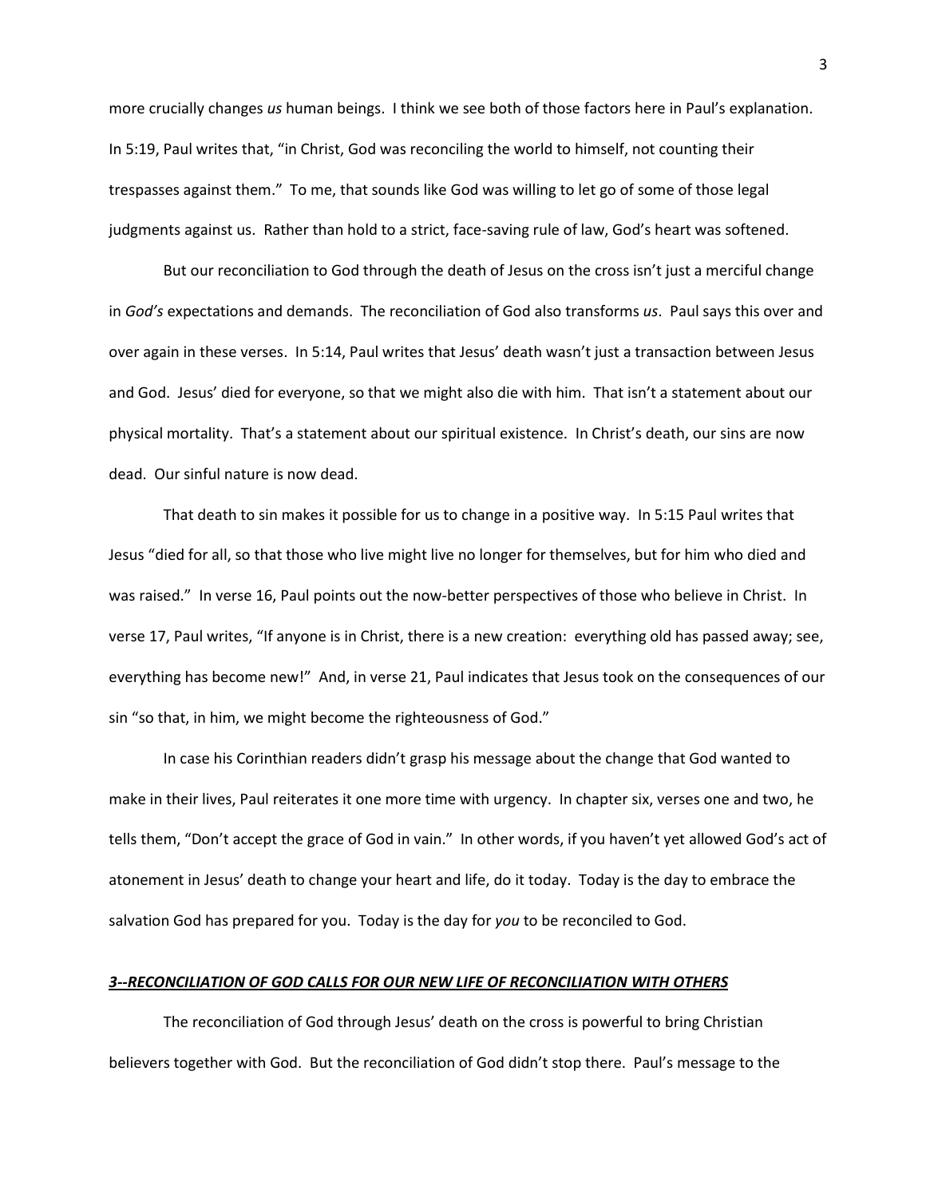more crucially changes *us* human beings. I think we see both of those factors here in Paul's explanation. In 5:19, Paul writes that, "in Christ, God was reconciling the world to himself, not counting their trespasses against them." To me, that sounds like God was willing to let go of some of those legal judgments against us. Rather than hold to a strict, face-saving rule of law, God's heart was softened.

But our reconciliation to God through the death of Jesus on the cross isn't just a merciful change in *God's* expectations and demands. The reconciliation of God also transforms *us*. Paul says this over and over again in these verses. In 5:14, Paul writes that Jesus' death wasn't just a transaction between Jesus and God. Jesus' died for everyone, so that we might also die with him. That isn't a statement about our physical mortality. That's a statement about our spiritual existence. In Christ's death, our sins are now dead. Our sinful nature is now dead.

That death to sin makes it possible for us to change in a positive way. In 5:15 Paul writes that Jesus "died for all, so that those who live might live no longer for themselves, but for him who died and was raised." In verse 16, Paul points out the now-better perspectives of those who believe in Christ. In verse 17, Paul writes, "If anyone is in Christ, there is a new creation: everything old has passed away; see, everything has become new!" And, in verse 21, Paul indicates that Jesus took on the consequences of our sin "so that, in him, we might become the righteousness of God."

In case his Corinthian readers didn't grasp his message about the change that God wanted to make in their lives, Paul reiterates it one more time with urgency. In chapter six, verses one and two, he tells them, "Don't accept the grace of God in vain." In other words, if you haven't yet allowed God's act of atonement in Jesus' death to change your heart and life, do it today. Today is the day to embrace the salvation God has prepared for you. Today is the day for *you* to be reconciled to God.

### ***3--RECONCILIATION OF GOD CALLS FOR OUR NEW LIFE OF RECONCILIATION WITH OTHERS***

The reconciliation of God through Jesus' death on the cross is powerful to bring Christian believers together with God. But the reconciliation of God didn't stop there. Paul's message to the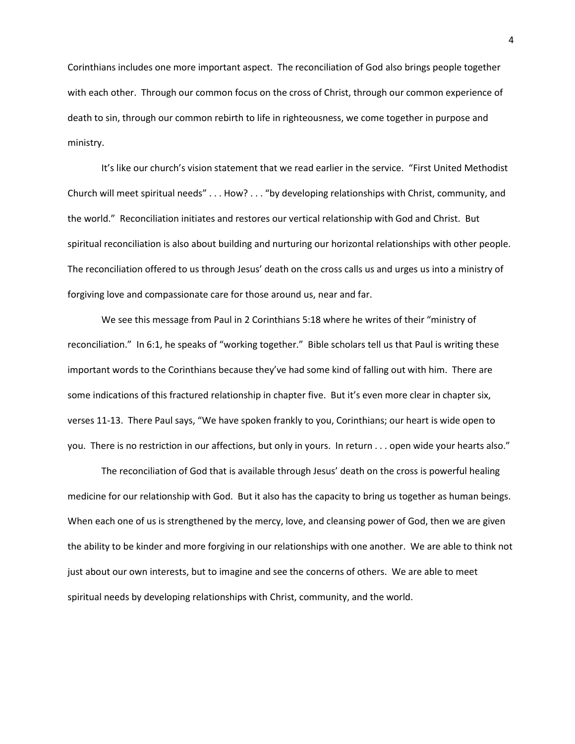Corinthians includes one more important aspect. The reconciliation of God also brings people together with each other. Through our common focus on the cross of Christ, through our common experience of death to sin, through our common rebirth to life in righteousness, we come together in purpose and ministry.

It's like our church's vision statement that we read earlier in the service. "First United Methodist Church will meet spiritual needs" . . . How? . . . "by developing relationships with Christ, community, and the world." Reconciliation initiates and restores our vertical relationship with God and Christ. But spiritual reconciliation is also about building and nurturing our horizontal relationships with other people. The reconciliation offered to us through Jesus' death on the cross calls us and urges us into a ministry of forgiving love and compassionate care for those around us, near and far.

We see this message from Paul in 2 Corinthians 5:18 where he writes of their "ministry of reconciliation." In 6:1, he speaks of "working together." Bible scholars tell us that Paul is writing these important words to the Corinthians because they've had some kind of falling out with him. There are some indications of this fractured relationship in chapter five. But it's even more clear in chapter six, verses 11-13. There Paul says, "We have spoken frankly to you, Corinthians; our heart is wide open to you. There is no restriction in our affections, but only in yours. In return . . . open wide your hearts also."

The reconciliation of God that is available through Jesus' death on the cross is powerful healing medicine for our relationship with God. But it also has the capacity to bring us together as human beings. When each one of us is strengthened by the mercy, love, and cleansing power of God, then we are given the ability to be kinder and more forgiving in our relationships with one another. We are able to think not just about our own interests, but to imagine and see the concerns of others. We are able to meet spiritual needs by developing relationships with Christ, community, and the world.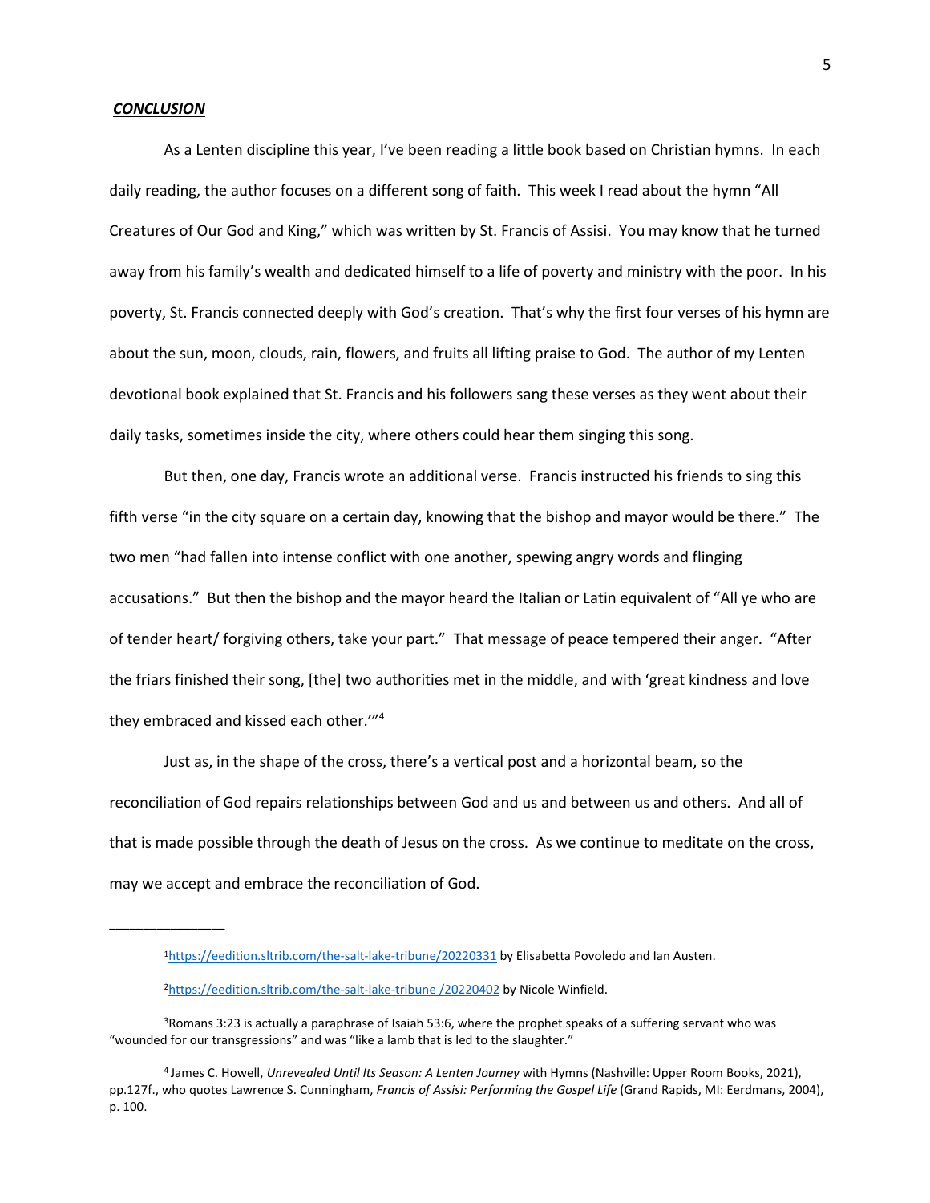***CONCLUSION***

As a Lenten discipline this year, I've been reading a little book based on Christian hymns. In each daily reading, the author focuses on a different song of faith. This week I read about the hymn "All Creatures of Our God and King," which was written by St. Francis of Assisi. You may know that he turned away from his family's wealth and dedicated himself to a life of poverty and ministry with the poor. In his poverty, St. Francis connected deeply with God's creation. That's why the first four verses of his hymn are about the sun, moon, clouds, rain, flowers, and fruits all lifting praise to God. The author of my Lenten devotional book explained that St. Francis and his followers sang these verses as they went about their daily tasks, sometimes inside the city, where others could hear them singing this song.

But then, one day, Francis wrote an additional verse. Francis instructed his friends to sing this fifth verse "in the city square on a certain day, knowing that the bishop and mayor would be there." The two men "had fallen into intense conflict with one another, spewing angry words and flinging accusations." But then the bishop and the mayor heard the Italian or Latin equivalent of "All ye who are of tender heart/ forgiving others, take your part." That message of peace tempered their anger. "After the friars finished their song, [the] two authorities met in the middle, and with 'great kindness and love they embraced and kissed each other.'"[4]

Just as, in the shape of the cross, there's a vertical post and a horizontal beam, so the reconciliation of God repairs relationships between God and us and between us and others. And all of that is made possible through the death of Jesus on the cross. As we continue to meditate on the cross, may we accept and embrace the reconciliation of God.

---

[1]https://eedition.sltrib.com/the-salt-lake-tribune/20220331 by Elisabetta Povoledo and Ian Austen.

[2]https://eedition.sltrib.com/the-salt-lake-tribune /20220402 by Nicole Winfield.

[3]Romans 3:23 is actually a paraphrase of Isaiah 53:6, where the prophet speaks of a suffering servant who was "wounded for our transgressions" and was "like a lamb that is led to the slaughter."

[4] James C. Howell, *Unrevealed Until Its Season: A Lenten Journey* with Hymns (Nashville: Upper Room Books, 2021), pp.127f., who quotes Lawrence S. Cunningham, *Francis of Assisi: Performing the Gospel Life* (Grand Rapids, MI: Eerdmans, 2004), p. 100.